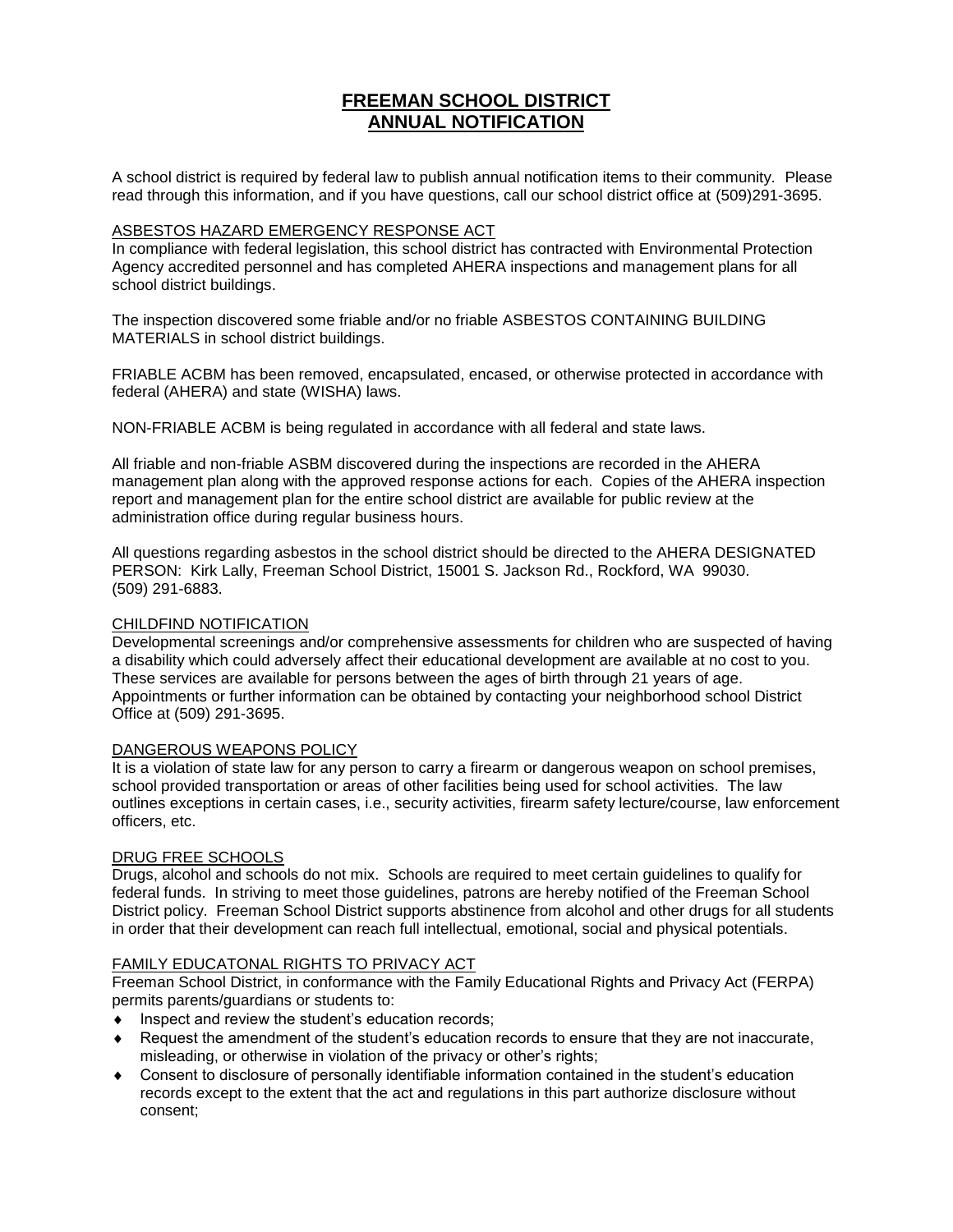# FREEMAN SCHOOL DISTRICT
# ANNUAL NOTIFICATION

A school district is required by federal law to publish annual notification items to their community. Please read through this information, and if you have questions, call our school district office at (509)291-3695.

## ASBESTOS HAZARD EMERGENCY RESPONSE ACT

In compliance with federal legislation, this school district has contracted with Environmental Protection Agency accredited personnel and has completed AHERA inspections and management plans for all school district buildings.

The inspection discovered some friable and/or no friable ASBESTOS CONTAINING BUILDING MATERIALS in school district buildings.

FRIABLE ACBM has been removed, encapsulated, encased, or otherwise protected in accordance with federal (AHERA) and state (WISHA) laws.

NON-FRIABLE ACBM is being regulated in accordance with all federal and state laws.

All friable and non-friable ASBM discovered during the inspections are recorded in the AHERA management plan along with the approved response actions for each. Copies of the AHERA inspection report and management plan for the entire school district are available for public review at the administration office during regular business hours.

All questions regarding asbestos in the school district should be directed to the AHERA DESIGNATED PERSON: Kirk Lally, Freeman School District, 15001 S. Jackson Rd., Rockford, WA 99030. (509) 291-6883.

## CHILDFIND NOTIFICATION

Developmental screenings and/or comprehensive assessments for children who are suspected of having a disability which could adversely affect their educational development are available at no cost to you. These services are available for persons between the ages of birth through 21 years of age. Appointments or further information can be obtained by contacting your neighborhood school District Office at (509) 291-3695.

## DANGEROUS WEAPONS POLICY

It is a violation of state law for any person to carry a firearm or dangerous weapon on school premises, school provided transportation or areas of other facilities being used for school activities. The law outlines exceptions in certain cases, i.e., security activities, firearm safety lecture/course, law enforcement officers, etc.

## DRUG FREE SCHOOLS

Drugs, alcohol and schools do not mix. Schools are required to meet certain guidelines to qualify for federal funds. In striving to meet those guidelines, patrons are hereby notified of the Freeman School District policy. Freeman School District supports abstinence from alcohol and other drugs for all students in order that their development can reach full intellectual, emotional, social and physical potentials.

## FAMILY EDUCATONAL RIGHTS TO PRIVACY ACT

Freeman School District, in conformance with the Family Educational Rights and Privacy Act (FERPA) permits parents/guardians or students to:

- Inspect and review the student's education records;
- Request the amendment of the student's education records to ensure that they are not inaccurate, misleading, or otherwise in violation of the privacy or other's rights;
- Consent to disclosure of personally identifiable information contained in the student's education records except to the extent that the act and regulations in this part authorize disclosure without consent;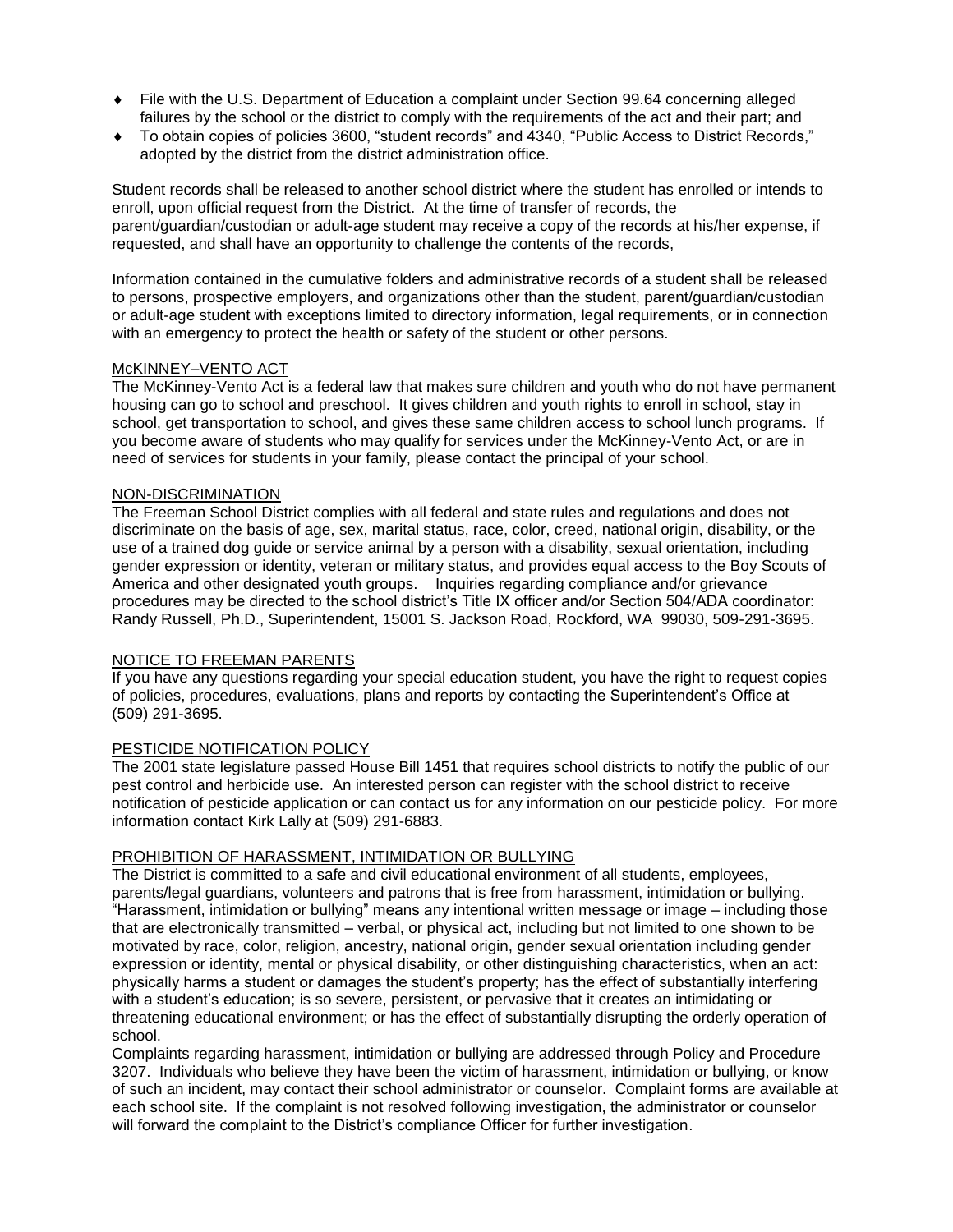- File with the U.S. Department of Education a complaint under Section 99.64 concerning alleged failures by the school or the district to comply with the requirements of the act and their part; and
- To obtain copies of policies 3600, "student records" and 4340, "Public Access to District Records," adopted by the district from the district administration office.

Student records shall be released to another school district where the student has enrolled or intends to enroll, upon official request from the District. At the time of transfer of records, the parent/guardian/custodian or adult-age student may receive a copy of the records at his/her expense, if requested, and shall have an opportunity to challenge the contents of the records,

Information contained in the cumulative folders and administrative records of a student shall be released to persons, prospective employers, and organizations other than the student, parent/guardian/custodian or adult-age student with exceptions limited to directory information, legal requirements, or in connection with an emergency to protect the health or safety of the student or other persons.

### McKINNEY–VENTO ACT

The McKinney-Vento Act is a federal law that makes sure children and youth who do not have permanent housing can go to school and preschool. It gives children and youth rights to enroll in school, stay in school, get transportation to school, and gives these same children access to school lunch programs. If you become aware of students who may qualify for services under the McKinney-Vento Act, or are in need of services for students in your family, please contact the principal of your school.

### NON-DISCRIMINATION

The Freeman School District complies with all federal and state rules and regulations and does not discriminate on the basis of age, sex, marital status, race, color, creed, national origin, disability, or the use of a trained dog guide or service animal by a person with a disability, sexual orientation, including gender expression or identity, veteran or military status, and provides equal access to the Boy Scouts of America and other designated youth groups. Inquiries regarding compliance and/or grievance procedures may be directed to the school district's Title IX officer and/or Section 504/ADA coordinator: Randy Russell, Ph.D., Superintendent, 15001 S. Jackson Road, Rockford, WA 99030, 509-291-3695.

### NOTICE TO FREEMAN PARENTS

If you have any questions regarding your special education student, you have the right to request copies of policies, procedures, evaluations, plans and reports by contacting the Superintendent's Office at (509) 291-3695.

### PESTICIDE NOTIFICATION POLICY

The 2001 state legislature passed House Bill 1451 that requires school districts to notify the public of our pest control and herbicide use. An interested person can register with the school district to receive notification of pesticide application or can contact us for any information on our pesticide policy. For more information contact Kirk Lally at (509) 291-6883.

### PROHIBITION OF HARASSMENT, INTIMIDATION OR BULLYING

The District is committed to a safe and civil educational environment of all students, employees, parents/legal guardians, volunteers and patrons that is free from harassment, intimidation or bullying. "Harassment, intimidation or bullying" means any intentional written message or image – including those that are electronically transmitted – verbal, or physical act, including but not limited to one shown to be motivated by race, color, religion, ancestry, national origin, gender sexual orientation including gender expression or identity, mental or physical disability, or other distinguishing characteristics, when an act: physically harms a student or damages the student's property; has the effect of substantially interfering with a student's education; is so severe, persistent, or pervasive that it creates an intimidating or threatening educational environment; or has the effect of substantially disrupting the orderly operation of school.

Complaints regarding harassment, intimidation or bullying are addressed through Policy and Procedure 3207. Individuals who believe they have been the victim of harassment, intimidation or bullying, or know of such an incident, may contact their school administrator or counselor. Complaint forms are available at each school site. If the complaint is not resolved following investigation, the administrator or counselor will forward the complaint to the District's compliance Officer for further investigation.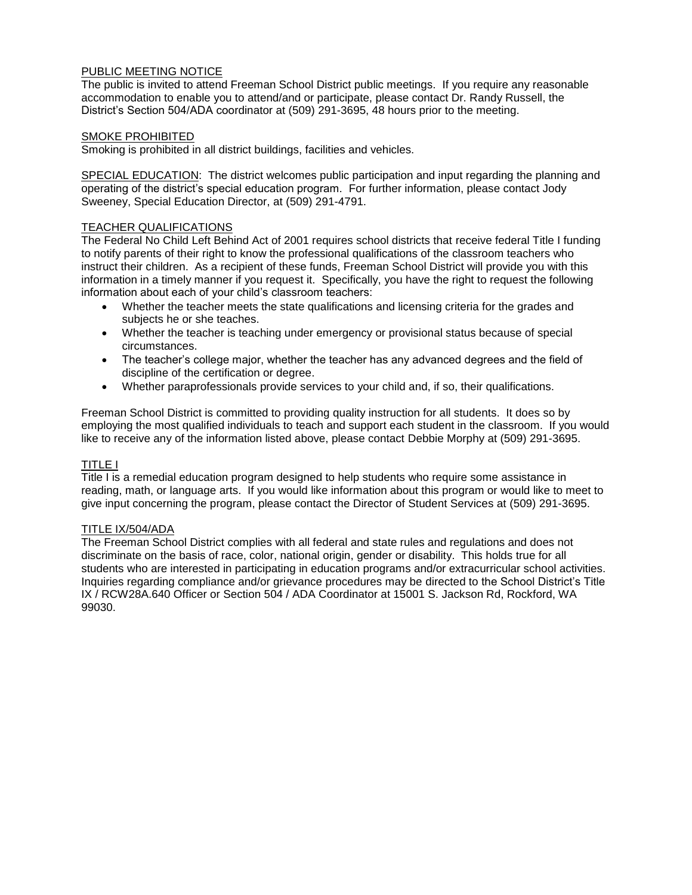PUBLIC MEETING NOTICE

The public is invited to attend Freeman School District public meetings. If you require any reasonable accommodation to enable you to attend/and or participate, please contact Dr. Randy Russell, the District's Section 504/ADA coordinator at (509) 291-3695, 48 hours prior to the meeting.

SMOKE PROHIBITED

Smoking is prohibited in all district buildings, facilities and vehicles.

SPECIAL EDUCATION: The district welcomes public participation and input regarding the planning and operating of the district's special education program. For further information, please contact Jody Sweeney, Special Education Director, at (509) 291-4791.

TEACHER QUALIFICATIONS

The Federal No Child Left Behind Act of 2001 requires school districts that receive federal Title I funding to notify parents of their right to know the professional qualifications of the classroom teachers who instruct their children. As a recipient of these funds, Freeman School District will provide you with this information in a timely manner if you request it. Specifically, you have the right to request the following information about each of your child's classroom teachers:

- Whether the teacher meets the state qualifications and licensing criteria for the grades and subjects he or she teaches.
- Whether the teacher is teaching under emergency or provisional status because of special circumstances.
- The teacher's college major, whether the teacher has any advanced degrees and the field of discipline of the certification or degree.
- Whether paraprofessionals provide services to your child and, if so, their qualifications.

Freeman School District is committed to providing quality instruction for all students. It does so by employing the most qualified individuals to teach and support each student in the classroom. If you would like to receive any of the information listed above, please contact Debbie Morphy at (509) 291-3695.

TITLE I

Title I is a remedial education program designed to help students who require some assistance in reading, math, or language arts. If you would like information about this program or would like to meet to give input concerning the program, please contact the Director of Student Services at (509) 291-3695.

TITLE IX/504/ADA

The Freeman School District complies with all federal and state rules and regulations and does not discriminate on the basis of race, color, national origin, gender or disability. This holds true for all students who are interested in participating in education programs and/or extracurricular school activities. Inquiries regarding compliance and/or grievance procedures may be directed to the School District's Title IX / RCW28A.640 Officer or Section 504 / ADA Coordinator at 15001 S. Jackson Rd, Rockford, WA 99030.